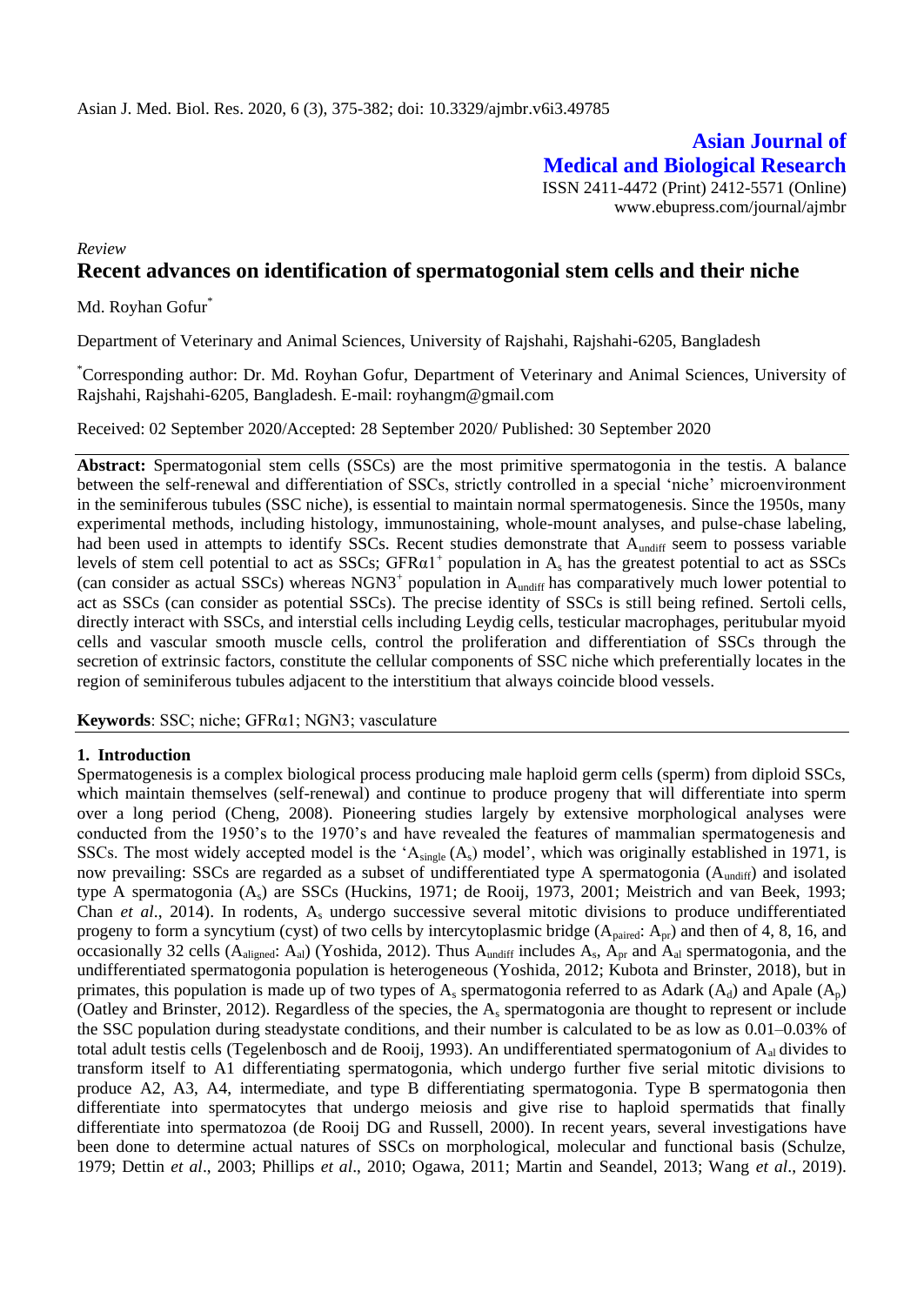Asian J. Med. Biol. Res. 2020, 6 (3), 375-382; doi: 10.3329/ajmbr.v6i3.49785

**Asian Journal of Medical and Biological Research**

ISSN 2411-4472 (Print) 2412-5571 (Online)
www.ebupress.com/journal/ajmbr

*Review*

# Recent advances on identification of spermatogonial stem cells and their niche

Md. Royhan Gofur*

Department of Veterinary and Animal Sciences, University of Rajshahi, Rajshahi-6205, Bangladesh

*Corresponding author: Dr. Md. Royhan Gofur, Department of Veterinary and Animal Sciences, University of Rajshahi, Rajshahi-6205, Bangladesh. E-mail: royhangm@gmail.com

Received: 02 September 2020/Accepted: 28 September 2020/ Published: 30 September 2020

**Abstract:** Spermatogonial stem cells (SSCs) are the most primitive spermatogonia in the testis. A balance between the self-renewal and differentiation of SSCs, strictly controlled in a special 'niche' microenvironment in the seminiferous tubules (SSC niche), is essential to maintain normal spermatogenesis. Since the 1950s, many experimental methods, including histology, immunostaining, whole-mount analyses, and pulse-chase labeling, had been used in attempts to identify SSCs. Recent studies demonstrate that $A_{undiff}$ seem to possess variable levels of stem cell potential to act as SSCs; GFRα1$^{+}$ population in $A_s$ has the greatest potential to act as SSCs (can consider as actual SSCs) whereas NGN3$^{+}$ population in $A_{undiff}$ has comparatively much lower potential to act as SSCs (can consider as potential SSCs). The precise identity of SSCs is still being refined. Sertoli cells, directly interact with SSCs, and interstial cells including Leydig cells, testicular macrophages, peritubular myoid cells and vascular smooth muscle cells, control the proliferation and differentiation of SSCs through the secretion of extrinsic factors, constitute the cellular components of SSC niche which preferentially locates in the region of seminiferous tubules adjacent to the interstitium that always coincide blood vessels.

**Keywords**: SSC; niche; GFRα1; NGN3; vasculature

## 1. Introduction

Spermatogenesis is a complex biological process producing male haploid germ cells (sperm) from diploid SSCs, which maintain themselves (self-renewal) and continue to produce progeny that will differentiate into sperm over a long period (Cheng, 2008). Pioneering studies largely by extensive morphological analyses were conducted from the 1950's to the 1970's and have revealed the features of mammalian spermatogenesis and SSCs. The most widely accepted model is the '$A_{single}$ ($A_s$) model', which was originally established in 1971, is now prevailing: SSCs are regarded as a subset of undifferentiated type A spermatogonia ($A_{undiff}$) and isolated type A spermatogonia ($A_s$) are SSCs (Huckins, 1971; de Rooij, 1973, 2001; Meistrich and van Beek, 1993; Chan *et al*., 2014). In rodents, $A_s$ undergo successive several mitotic divisions to produce undifferentiated progeny to form a syncytium (cyst) of two cells by intercytoplasmic bridge ($A_{paired}$: $A_{pr}$) and then of 4, 8, 16, and occasionally 32 cells ($A_{aligned}$: $A_{al}$) (Yoshida, 2012). Thus $A_{undiff}$ includes $A_s$, $A_{pr}$ and $A_{al}$ spermatogonia, and the undifferentiated spermatogonia population is heterogeneous (Yoshida, 2012; Kubota and Brinster, 2018), but in primates, this population is made up of two types of $A_s$ spermatogonia referred to as Adark ($A_d$) and Apale ($A_p$) (Oatley and Brinster, 2012). Regardless of the species, the $A_s$ spermatogonia are thought to represent or include the SSC population during steadystate conditions, and their number is calculated to be as low as 0.01–0.03% of total adult testis cells (Tegelenbosch and de Rooij, 1993). An undifferentiated spermatogonium of $A_{al}$ divides to transform itself to A1 differentiating spermatogonia, which undergo further five serial mitotic divisions to produce A2, A3, A4, intermediate, and type B differentiating spermatogonia. Type B spermatogonia then differentiate into spermatocytes that undergo meiosis and give rise to haploid spermatids that finally differentiate into spermatozoa (de Rooij DG and Russell, 2000). In recent years, several investigations have been done to determine actual natures of SSCs on morphological, molecular and functional basis (Schulze, 1979; Dettin *et al*., 2003; Phillips *et al*., 2010; Ogawa, 2011; Martin and Seandel, 2013; Wang *et al*., 2019).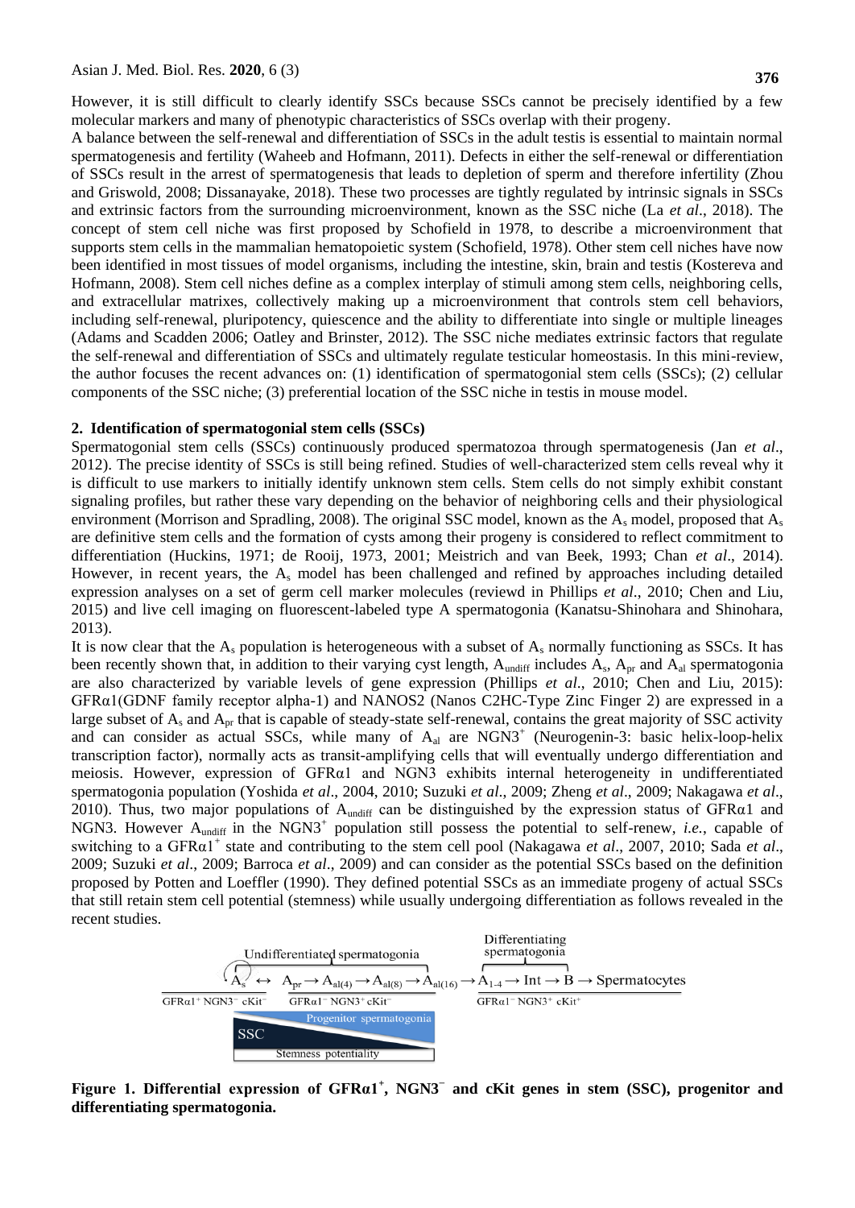However, it is still difficult to clearly identify SSCs because SSCs cannot be precisely identified by a few molecular markers and many of phenotypic characteristics of SSCs overlap with their progeny.

A balance between the self-renewal and differentiation of SSCs in the adult testis is essential to maintain normal spermatogenesis and fertility (Waheeb and Hofmann, 2011). Defects in either the self-renewal or differentiation of SSCs result in the arrest of spermatogenesis that leads to depletion of sperm and therefore infertility (Zhou and Griswold, 2008; Dissanayake, 2018). These two processes are tightly regulated by intrinsic signals in SSCs and extrinsic factors from the surrounding microenvironment, known as the SSC niche (La *et al*., 2018). The concept of stem cell niche was first proposed by Schofield in 1978, to describe a microenvironment that supports stem cells in the mammalian hematopoietic system (Schofield, 1978). Other stem cell niches have now been identified in most tissues of model organisms, including the intestine, skin, brain and testis (Kostereva and Hofmann, 2008). Stem cell niches define as a complex interplay of stimuli among stem cells, neighboring cells, and extracellular matrixes, collectively making up a microenvironment that controls stem cell behaviors, including self-renewal, pluripotency, quiescence and the ability to differentiate into single or multiple lineages (Adams and Scadden 2006; Oatley and Brinster, 2012). The SSC niche mediates extrinsic factors that regulate the self-renewal and differentiation of SSCs and ultimately regulate testicular homeostasis. In this mini-review, the author focuses the recent advances on: (1) identification of spermatogonial stem cells (SSCs); (2) cellular components of the SSC niche; (3) preferential location of the SSC niche in testis in mouse model.

## 2. Identification of spermatogonial stem cells (SSCs)

Spermatogonial stem cells (SSCs) continuously produced spermatozoa through spermatogenesis (Jan *et al*., 2012). The precise identity of SSCs is still being refined. Studies of well-characterized stem cells reveal why it is difficult to use markers to initially identify unknown stem cells. Stem cells do not simply exhibit constant signaling profiles, but rather these vary depending on the behavior of neighboring cells and their physiological environment (Morrison and Spradling, 2008). The original SSC model, known as the $A_s$ model, proposed that $A_s$ are definitive stem cells and the formation of cysts among their progeny is considered to reflect commitment to differentiation (Huckins, 1971; de Rooij, 1973, 2001; Meistrich and van Beek, 1993; Chan *et al*., 2014). However, in recent years, the $A_s$ model has been challenged and refined by approaches including detailed expression analyses on a set of germ cell marker molecules (reviewd in Phillips *et al*., 2010; Chen and Liu, 2015) and live cell imaging on fluorescent-labeled type A spermatogonia (Kanatsu-Shinohara and Shinohara, 2013).

It is now clear that the $A_s$ population is heterogeneous with a subset of $A_s$ normally functioning as SSCs. It has been recently shown that, in addition to their varying cyst length, $A_{undiff}$ includes $A_s$, $A_{pr}$ and $A_{al}$ spermatogonia are also characterized by variable levels of gene expression (Phillips *et al*., 2010; Chen and Liu, 2015): GFRα1(GDNF family receptor alpha-1) and NANOS2 (Nanos C2HC-Type Zinc Finger 2) are expressed in a large subset of $A_s$ and $A_{pr}$ that is capable of steady-state self-renewal, contains the great majority of SSC activity and can consider as actual SSCs, while many of $A_{al}$ are NGN3$^+$ (Neurogenin-3: basic helix-loop-helix transcription factor), normally acts as transit-amplifying cells that will eventually undergo differentiation and meiosis. However, expression of GFRα1 and NGN3 exhibits internal heterogeneity in undifferentiated spermatogonia population (Yoshida *et al*., 2004, 2010; Suzuki *et al*., 2009; Zheng *et al*., 2009; Nakagawa *et al*., 2010). Thus, two major populations of $A_{undiff}$ can be distinguished by the expression status of GFRα1 and NGN3. However $A_{undiff}$ in the NGN3$^+$ population still possess the potential to self-renew, *i.e.*, capable of switching to a GFRα1$^+$ state and contributing to the stem cell pool (Nakagawa *et al*., 2007, 2010; Sada *et al*., 2009; Suzuki *et al*., 2009; Barroca *et al*., 2009) and can consider as the potential SSCs based on the definition proposed by Potten and Loeffler (1990). They defined potential SSCs as an immediate progeny of actual SSCs that still retain stem cell potential (stemness) while usually undergoing differentiation as follows revealed in the recent studies.

**Figure 1. Differential expression of GFRα1$^+$, NGN3$^-$ and cKit genes in stem (SSC), progenitor and differentiating spermatogonia.**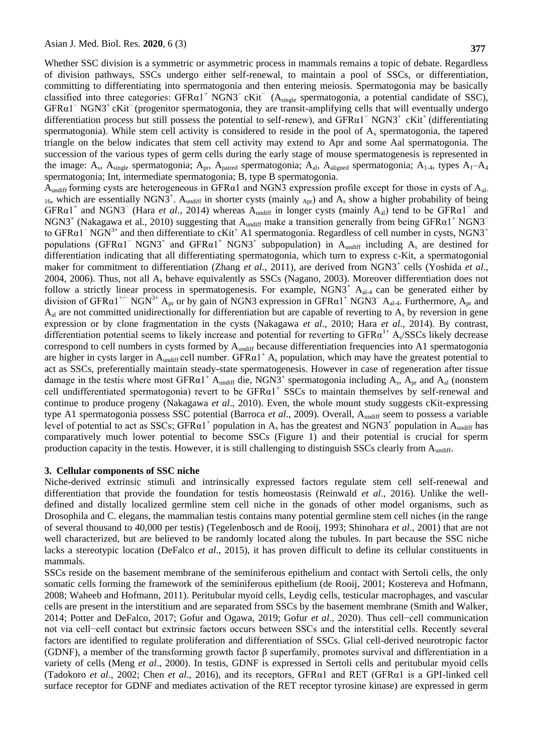Whether SSC division is a symmetric or asymmetric process in mammals remains a topic of debate. Regardless of division pathways, SSCs undergo either self-renewal, to maintain a pool of SSCs, or differentiation, committing to differentiating into spermatogonia and then entering meiosis. Spermatogonia may be basically classified into three categories: GFRα1$^+$ NGN3$^-$ cKit$^-$ ($A_{single}$ spermatogonia, a potential candidate of SSC), GFRα1$^-$ NGN3$^+$ cKit$^-$ (progenitor spermatogonia, they are transit-amplifying cells that will eventually undergo differentiation process but still possess the potential to self-renew), and GFRα1$^-$ NGN3$^+$ cKit$^+$ (differentiating spermatogonia). While stem cell activity is considered to reside in the pool of $A_s$ spermatogonia, the tapered triangle on the below indicates that stem cell activity may extend to Apr and some Aal spermatogonia. The succession of the various types of germ cells during the early stage of mouse spermatogenesis is represented in the image: $A_s$, $A_{single}$ spermatogonia; $A_{pr}$, $A_{paired}$ spermatogonia; $A_{al}$, $A_{aligned}$ spermatogonia; $A_{1\text{-}4}$, types $A_1$–$A_4$ spermatogonia; Int, intermediate spermatogonia; B, type B spermatogonia.

$A_{undiff}$ forming cysts are heterogeneous in GFRα1 and NGN3 expression profile except for those in cysts of $A_{al\text{-}16}$, which are essentially NGN3$^+$. $A_{undiff}$ in shorter cysts (mainly $_{Apr}$) and $A_s$ show a higher probability of being GFRα1$^+$ and NGN3$^-$ (Hara *et al*., 2014) whereas $A_{undiff}$ in longer cysts (mainly $A_{al}$) tend to be GFRα1$^-$ and NGN3$^+$ (Nakagawa et al., 2010) suggesting that $A_{undiff}$ make a transition generally from being GFRα1$^+$ NGN3$^-$ to GFRα1$^-$ NGN$^{3+}$ and then differentiate to cKit$^+$ A1 spermatogonia. Regardless of cell number in cysts, NGN3$^+$ populations (GFRα1$^-$ NGN3$^+$ and GFRα1$^+$ NGN3$^+$ subpopulation) in $A_{undiff}$ including $A_s$ are destined for differentiation indicating that all differentiating spermatogonia, which turn to express c-Kit, a spermatogonial maker for commitment to differentiation (Zhang *et al*., 2011), are derived from NGN3$^+$ cells (Yoshida *et al*., 2004, 2006). Thus, not all $A_s$ behave equivalently as SSCs (Nagano, 2003). Moreover differentiation does not follow a strictly linear process in spermatogenesis. For example, NGN3$^+$ $A_{al\text{-}4}$ can be generated either by division of GFRα1$^{+/-}$ NGN$^{3+}$ $A_{pr}$ or by gain of NGN3 expression in GFRα1$^+$ NGN3$^-$ $A_{al\text{-}4}$. Furthermore, $A_{pr}$ and $A_{al}$ are not committed unidirectionally for differentiation but are capable of reverting to $A_s$ by reversion in gene expression or by clone fragmentation in the cysts (Nakagawa *et al*., 2010; Hara *et al*., 2014). By contrast, differentiation potential seems to likely increase and potential for reverting to GFRα$^{1+}$ $A_s$/SSCs likely decrease correspond to cell numbers in cysts formed by $A_{undiff}$ because differentiation frequencies into A1 spermatogonia are higher in cysts larger in $A_{undiff}$ cell number. GFRα1$^+$ $A_s$ population, which may have the greatest potential to act as SSCs, preferentially maintain steady-state spermatogenesis. However in case of regeneration after tissue damage in the testis where most GFRα1$^+$ $A_{undiff}$ die, NGN3$^+$ spermatogonia including $A_s$, $A_{pr}$ and $A_{al}$ (nonstem cell undifferentiated spermatogonia) revert to be GFRα1$^+$ SSCs to maintain themselves by self-renewal and continue to produce progeny (Nakagawa *et al*., 2010). Even, the whole mount study suggests cKit-expressing type A1 spermatogonia possess SSC potential (Barroca *et al*., 2009). Overall, $A_{undiff}$ seem to possess a variable level of potential to act as SSCs; GFRα1$^+$ population in $A_s$ has the greatest and NGN3$^+$ population in $A_{undiff}$ has comparatively much lower potential to become SSCs (Figure 1) and their potential is crucial for sperm production capacity in the testis. However, it is still challenging to distinguish SSCs clearly from $A_{undiff}$.

### 3. Cellular components of SSC niche

Niche-derived extrinsic stimuli and intrinsically expressed factors regulate stem cell self-renewal and differentiation that provide the foundation for testis homeostasis (Reinwald *et al*., 2016). Unlike the well-defined and distally localized germline stem cell niche in the gonads of other model organisms, such as Drosophila and C. elegans, the mammalian testis contains many potential germline stem cell niches (in the range of several thousand to 40,000 per testis) (Tegelenbosch and de Rooij, 1993; Shinohara *et al*., 2001) that are not well characterized, but are believed to be randomly located along the tubules. In part because the SSC niche lacks a stereotypic location (DeFalco *et al*., 2015), it has proven difficult to define its cellular constituents in mammals.

SSCs reside on the basement membrane of the seminiferous epithelium and contact with Sertoli cells, the only somatic cells forming the framework of the seminiferous epithelium (de Rooij, 2001; Kostereva and Hofmann, 2008; Waheeb and Hofmann, 2011). Peritubular myoid cells, Leydig cells, testicular macrophages, and vascular cells are present in the interstitium and are separated from SSCs by the basement membrane (Smith and Walker, 2014; Potter and DeFalco, 2017; Gofur and Ogawa, 2019; Gofur *et al*., 2020). Thus cell−cell communication not via cell−cell contact but extrinsic factors occurs between SSCs and the interstitial cells. Recently several factors are identified to regulate proliferation and differentiation of SSCs. Glial cell-derived neurotropic factor (GDNF), a member of the transforming growth factor β superfamily, promotes survival and differentiation in a variety of cells (Meng *et al*., 2000). In testis, GDNF is expressed in Sertoli cells and peritubular myoid cells (Tadokoro *et al*., 2002; Chen *et al*., 2016), and its receptors, GFRα1 and RET (GFRα1 is a GPI-linked cell surface receptor for GDNF and mediates activation of the RET receptor tyrosine kinase) are expressed in germ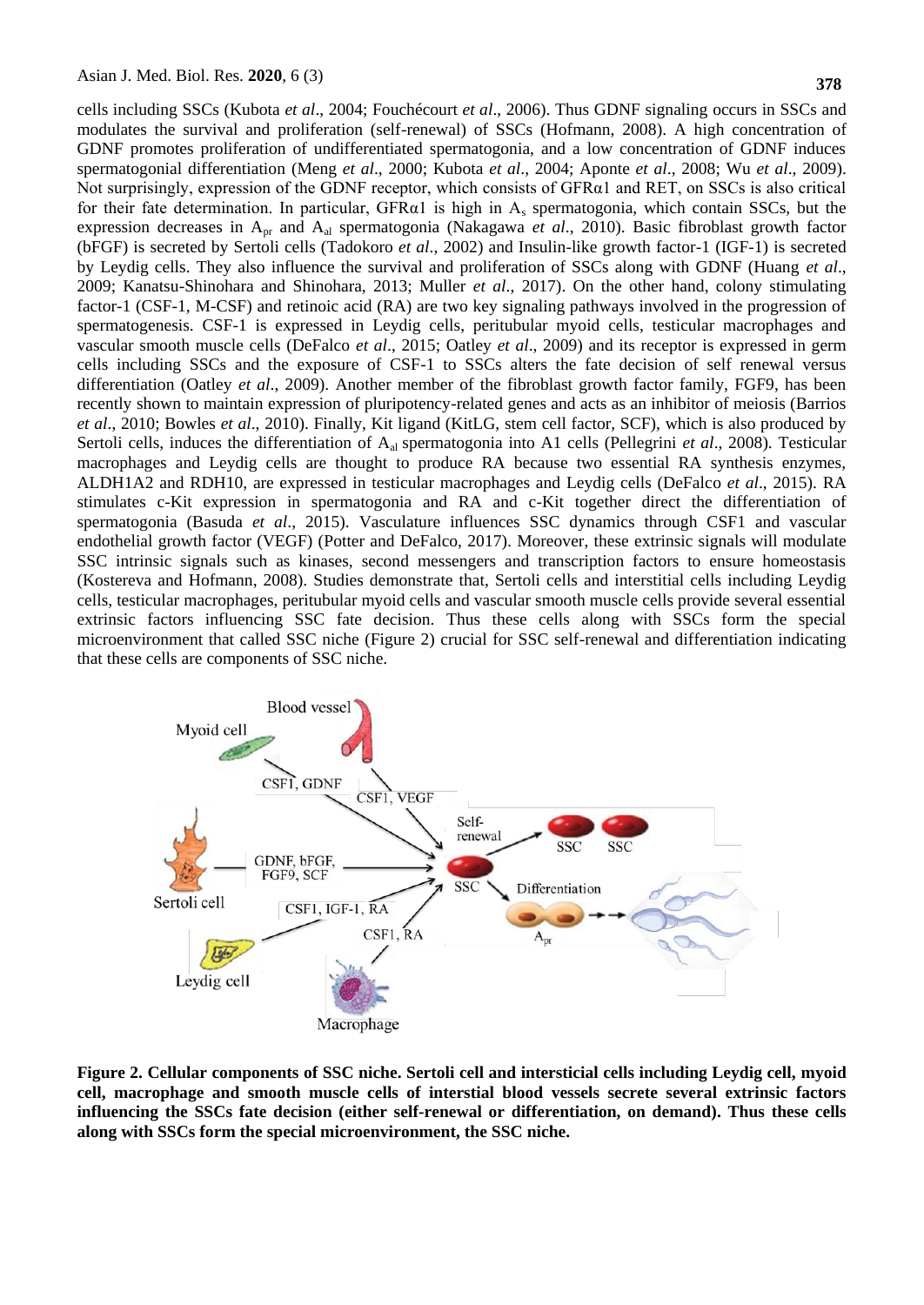cells including SSCs (Kubota *et al*., 2004; Fouchécourt *et al*., 2006). Thus GDNF signaling occurs in SSCs and modulates the survival and proliferation (self-renewal) of SSCs (Hofmann, 2008). A high concentration of GDNF promotes proliferation of undifferentiated spermatogonia, and a low concentration of GDNF induces spermatogonial differentiation (Meng *et al*., 2000; Kubota *et al*., 2004; Aponte *et al*., 2008; Wu *et al*., 2009). Not surprisingly, expression of the GDNF receptor, which consists of GFRα1 and RET, on SSCs is also critical for their fate determination. In particular, GFRα1 is high in $A_s$ spermatogonia, which contain SSCs, but the expression decreases in $A_{pr}$ and $A_{al}$ spermatogonia (Nakagawa *et al*., 2010). Basic fibroblast growth factor (bFGF) is secreted by Sertoli cells (Tadokoro *et al*., 2002) and Insulin-like growth factor-1 (IGF-1) is secreted by Leydig cells. They also influence the survival and proliferation of SSCs along with GDNF (Huang *et al*., 2009; Kanatsu-Shinohara and Shinohara, 2013; Muller *et al*., 2017). On the other hand, colony stimulating factor-1 (CSF-1, M-CSF) and retinoic acid (RA) are two key signaling pathways involved in the progression of spermatogenesis. CSF-1 is expressed in Leydig cells, peritubular myoid cells, testicular macrophages and vascular smooth muscle cells (DeFalco *et al*., 2015; Oatley *et al*., 2009) and its receptor is expressed in germ cells including SSCs and the exposure of CSF-1 to SSCs alters the fate decision of self renewal versus differentiation (Oatley *et al*., 2009). Another member of the fibroblast growth factor family, FGF9, has been recently shown to maintain expression of pluripotency-related genes and acts as an inhibitor of meiosis (Barrios *et al*., 2010; Bowles *et al*., 2010). Finally, Kit ligand (KitLG, stem cell factor, SCF), which is also produced by Sertoli cells, induces the differentiation of $A_{al}$ spermatogonia into A1 cells (Pellegrini *et al*., 2008). Testicular macrophages and Leydig cells are thought to produce RA because two essential RA synthesis enzymes, ALDH1A2 and RDH10, are expressed in testicular macrophages and Leydig cells (DeFalco *et al*., 2015). RA stimulates c-Kit expression in spermatogonia and RA and c-Kit together direct the differentiation of spermatogonia (Basuda *et al*., 2015). Vasculature influences SSC dynamics through CSF1 and vascular endothelial growth factor (VEGF) (Potter and DeFalco, 2017). Moreover, these extrinsic signals will modulate SSC intrinsic signals such as kinases, second messengers and transcription factors to ensure homeostasis (Kostereva and Hofmann, 2008). Studies demonstrate that, Sertoli cells and interstitial cells including Leydig cells, testicular macrophages, peritubular myoid cells and vascular smooth muscle cells provide several essential extrinsic factors influencing SSC fate decision. Thus these cells along with SSCs form the special microenvironment that called SSC niche (Figure 2) crucial for SSC self-renewal and differentiation indicating that these cells are components of SSC niche.

**Figure 2. Cellular components of SSC niche. Sertoli cell and intersticial cells including Leydig cell, myoid cell, macrophage and smooth muscle cells of interstial blood vessels secrete several extrinsic factors influencing the SSCs fate decision (either self-renewal or differentiation, on demand). Thus these cells along with SSCs form the special microenvironment, the SSC niche.**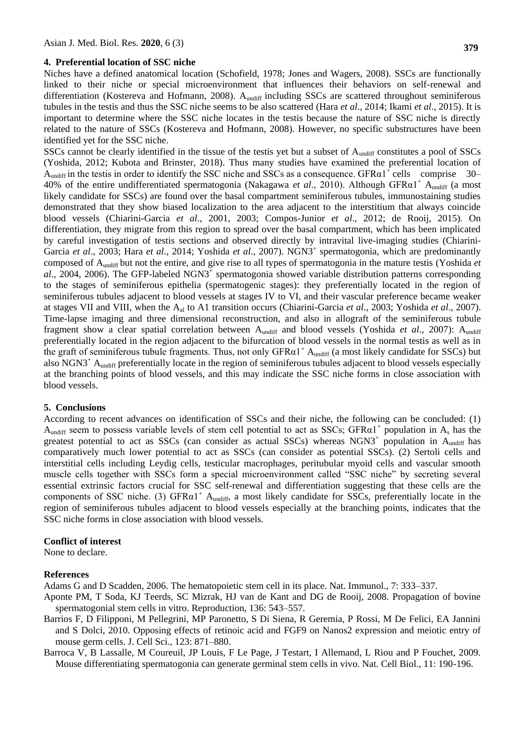## 4. Preferential location of SSC niche

Niches have a defined anatomical location (Schofield, 1978; Jones and Wagers, 2008). SSCs are functionally linked to their niche or special microenvironment that influences their behaviors on self-renewal and differentiation (Kostereva and Hofmann, 2008). $A_{undiff}$ including SSCs are scattered throughout seminiferous tubules in the testis and thus the SSC niche seems to be also scattered (Hara *et al*., 2014; Ikami *et al*., 2015). It is important to determine where the SSC niche locates in the testis because the nature of SSC niche is directly related to the nature of SSCs (Kostereva and Hofmann, 2008). However, no specific substructures have been identified yet for the SSC niche.

SSCs cannot be clearly identified in the tissue of the testis yet but a subset of $A_{undiff}$ constitutes a pool of SSCs (Yoshida, 2012; Kubota and Brinster, 2018). Thus many studies have examined the preferential location of $A_{undiff}$ in the testis in order to identify the SSC niche and SSCs as a consequence. GFRα1$^{+}$ cells comprise 30–40% of the entire undifferentiated spermatogonia (Nakagawa *et al*., 2010). Although GFRα1$^{+}$ $A_{undiff}$ (a most likely candidate for SSCs) are found over the basal compartment seminiferous tubules, immunostaining studies demonstrated that they show biased localization to the area adjacent to the interstitium that always coincide blood vessels (Chiarini-Garcia *et al*., 2001, 2003; Compos-Junior *et al*., 2012; de Rooij, 2015). On differentiation, they migrate from this region to spread over the basal compartment, which has been implicated by careful investigation of testis sections and observed directly by intravital live-imaging studies (Chiarini-Garcia *et al*., 2003; Hara *et al*., 2014; Yoshida *et al*., 2007). NGN3$^{+}$ spermatogonia, which are predominantly composed of $A_{undiff}$ but not the entire, and give rise to all types of spermatogonia in the mature testis (Yoshida *et al*., 2004, 2006). The GFP-labeled NGN3$^{+}$ spermatogonia showed variable distribution patterns corresponding to the stages of seminiferous epithelia (spermatogenic stages): they preferentially located in the region of seminiferous tubules adjacent to blood vessels at stages IV to VI, and their vascular preference became weaker at stages VII and VIII, when the $A_{al}$ to A1 transition occurs (Chiarini-Garcia *et al*., 2003; Yoshida *et al*., 2007). Time-lapse imaging and three dimensional reconstruction, and also in allograft of the seminiferous tubule fragment show a clear spatial correlation between $A_{undiff}$ and blood vessels (Yoshida *et al*., 2007): $A_{undiff}$ preferentially located in the region adjacent to the bifurcation of blood vessels in the normal testis as well as in the graft of seminiferous tubule fragments. Thus, not only GFRα1$^{+}$ $A_{undiff}$ (a most likely candidate for SSCs) but also NGN3$^{+}$ $A_{undiff}$ preferentially locate in the region of seminiferous tubules adjacent to blood vessels especially at the branching points of blood vessels, and this may indicate the SSC niche forms in close association with blood vessels.

## 5. Conclusions

According to recent advances on identification of SSCs and their niche, the following can be concluded: (1) $A_{undiff}$ seem to possess variable levels of stem cell potential to act as SSCs; GFRα1$^{+}$ population in $A_s$ has the greatest potential to act as SSCs (can consider as actual SSCs) whereas NGN3$^{+}$ population in $A_{undiff}$ has comparatively much lower potential to act as SSCs (can consider as potential SSCs). (2) Sertoli cells and interstitial cells including Leydig cells, testicular macrophages, peritubular myoid cells and vascular smooth muscle cells together with SSCs form a special microenvironment called "SSC niche" by secreting several essential extrinsic factors crucial for SSC self-renewal and differentiation suggesting that these cells are the components of SSC niche. (3) GFRα1$^{+}$ $A_{undiff}$, a most likely candidate for SSCs, preferentially locate in the region of seminiferous tubules adjacent to blood vessels especially at the branching points, indicates that the SSC niche forms in close association with blood vessels.

### Conflict of interest

None to declare.

### References

Adams G and D Scadden, 2006. The hematopoietic stem cell in its place. Nat. Immunol., 7: 333–337.

Aponte PM, T Soda, KJ Teerds, SC Mizrak, HJ van de Kant and DG de Rooij, 2008. Propagation of bovine spermatogonial stem cells in vitro. Reproduction, 136: 543–557.

Barrios F, D Filipponi, M Pellegrini, MP Paronetto, S Di Siena, R Geremia, P Rossi, M De Felici, EA Jannini and S Dolci, 2010. Opposing effects of retinoic acid and FGF9 on Nanos2 expression and meiotic entry of mouse germ cells. J. Cell Sci., 123: 871–880.

Barroca V, B Lassalle, M Coureuil, JP Louis, F Le Page, J Testart, I Allemand, L Riou and P Fouchet, 2009. Mouse differentiating spermatogonia can generate germinal stem cells in vivo. Nat. Cell Biol., 11: 190-196.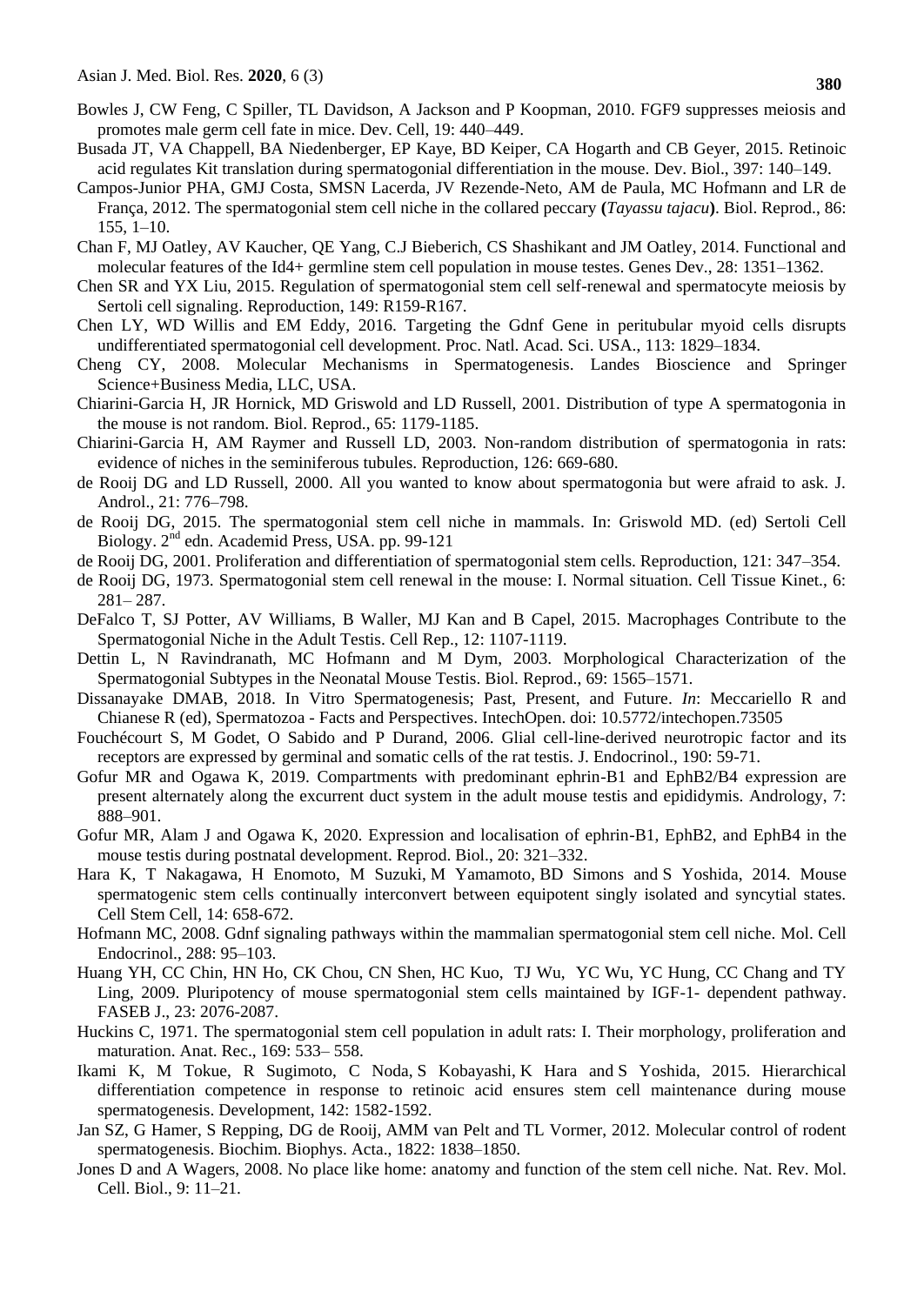Bowles J, CW Feng, C Spiller, TL Davidson, A Jackson and P Koopman, 2010. FGF9 suppresses meiosis and promotes male germ cell fate in mice. Dev. Cell, 19: 440–449.

Busada JT, VA Chappell, BA Niedenberger, EP Kaye, BD Keiper, CA Hogarth and CB Geyer, 2015. Retinoic acid regulates Kit translation during spermatogonial differentiation in the mouse. Dev. Biol., 397: 140–149.

Campos-Junior PHA, GMJ Costa, SMSN Lacerda, JV Rezende-Neto, AM de Paula, MC Hofmann and LR de França, 2012. The spermatogonial stem cell niche in the collared peccary **(*Tayassu tajacu*)**. Biol. Reprod., 86: 155, 1–10.

Chan F, MJ Oatley, AV Kaucher, QE Yang, C.J Bieberich, CS Shashikant and JM Oatley, 2014. Functional and molecular features of the Id4+ germline stem cell population in mouse testes. Genes Dev., 28: 1351–1362.

Chen SR and YX Liu, 2015. Regulation of spermatogonial stem cell self-renewal and spermatocyte meiosis by Sertoli cell signaling. Reproduction, 149: R159-R167.

Chen LY, WD Willis and EM Eddy, 2016. Targeting the Gdnf Gene in peritubular myoid cells disrupts undifferentiated spermatogonial cell development. Proc. Natl. Acad. Sci. USA., 113: 1829–1834.

Cheng CY, 2008. Molecular Mechanisms in Spermatogenesis. Landes Bioscience and Springer Science+Business Media, LLC, USA.

Chiarini-Garcia H, JR Hornick, MD Griswold and LD Russell, 2001. Distribution of type A spermatogonia in the mouse is not random. Biol. Reprod., 65: 1179-1185.

Chiarini-Garcia H, AM Raymer and Russell LD, 2003. Non-random distribution of spermatogonia in rats: evidence of niches in the seminiferous tubules. Reproduction, 126: 669-680.

de Rooij DG and LD Russell, 2000. All you wanted to know about spermatogonia but were afraid to ask. J. Androl., 21: 776–798.

de Rooij DG, 2015. The spermatogonial stem cell niche in mammals. In: Griswold MD. (ed) Sertoli Cell Biology. 2nd edn. Academid Press, USA. pp. 99-121

de Rooij DG, 2001. Proliferation and differentiation of spermatogonial stem cells. Reproduction, 121: 347–354.

de Rooij DG, 1973. Spermatogonial stem cell renewal in the mouse: I. Normal situation. Cell Tissue Kinet., 6: 281– 287.

DeFalco T, SJ Potter, AV Williams, B Waller, MJ Kan and B Capel, 2015. Macrophages Contribute to the Spermatogonial Niche in the Adult Testis. Cell Rep., 12: 1107-1119.

Dettin L, N Ravindranath, MC Hofmann and M Dym, 2003. Morphological Characterization of the Spermatogonial Subtypes in the Neonatal Mouse Testis. Biol. Reprod., 69: 1565–1571.

Dissanayake DMAB, 2018. In Vitro Spermatogenesis; Past, Present, and Future. *In*: Meccariello R and Chianese R (ed), Spermatozoa - Facts and Perspectives. IntechOpen. doi: 10.5772/intechopen.73505

Fouchécourt S, M Godet, O Sabido and P Durand, 2006. Glial cell-line-derived neurotropic factor and its receptors are expressed by germinal and somatic cells of the rat testis. J. Endocrinol., 190: 59-71.

Gofur MR and Ogawa K, 2019. Compartments with predominant ephrin-B1 and EphB2/B4 expression are present alternately along the excurrent duct system in the adult mouse testis and epididymis. Andrology, 7: 888–901.

Gofur MR, Alam J and Ogawa K, 2020. Expression and localisation of ephrin-B1, EphB2, and EphB4 in the mouse testis during postnatal development. Reprod. Biol., 20: 321–332.

Hara K, T Nakagawa, H Enomoto, M Suzuki, M Yamamoto, BD Simons and S Yoshida, 2014. Mouse spermatogenic stem cells continually interconvert between equipotent singly isolated and syncytial states. Cell Stem Cell, 14: 658-672.

Hofmann MC, 2008. Gdnf signaling pathways within the mammalian spermatogonial stem cell niche. Mol. Cell Endocrinol., 288: 95–103.

Huang YH, CC Chin, HN Ho, CK Chou, CN Shen, HC Kuo, TJ Wu, YC Wu, YC Hung, CC Chang and TY Ling, 2009. Pluripotency of mouse spermatogonial stem cells maintained by IGF-1- dependent pathway. FASEB J., 23: 2076-2087.

Huckins C, 1971. The spermatogonial stem cell population in adult rats: I. Their morphology, proliferation and maturation. Anat. Rec., 169: 533– 558.

Ikami K, M Tokue, R Sugimoto, C Noda, S Kobayashi, K Hara and S Yoshida, 2015. Hierarchical differentiation competence in response to retinoic acid ensures stem cell maintenance during mouse spermatogenesis. Development, 142: 1582-1592.

Jan SZ, G Hamer, S Repping, DG de Rooij, AMM van Pelt and TL Vormer, 2012. Molecular control of rodent spermatogenesis. Biochim. Biophys. Acta., 1822: 1838–1850.

Jones D and A Wagers, 2008. No place like home: anatomy and function of the stem cell niche. Nat. Rev. Mol. Cell. Biol., 9: 11–21.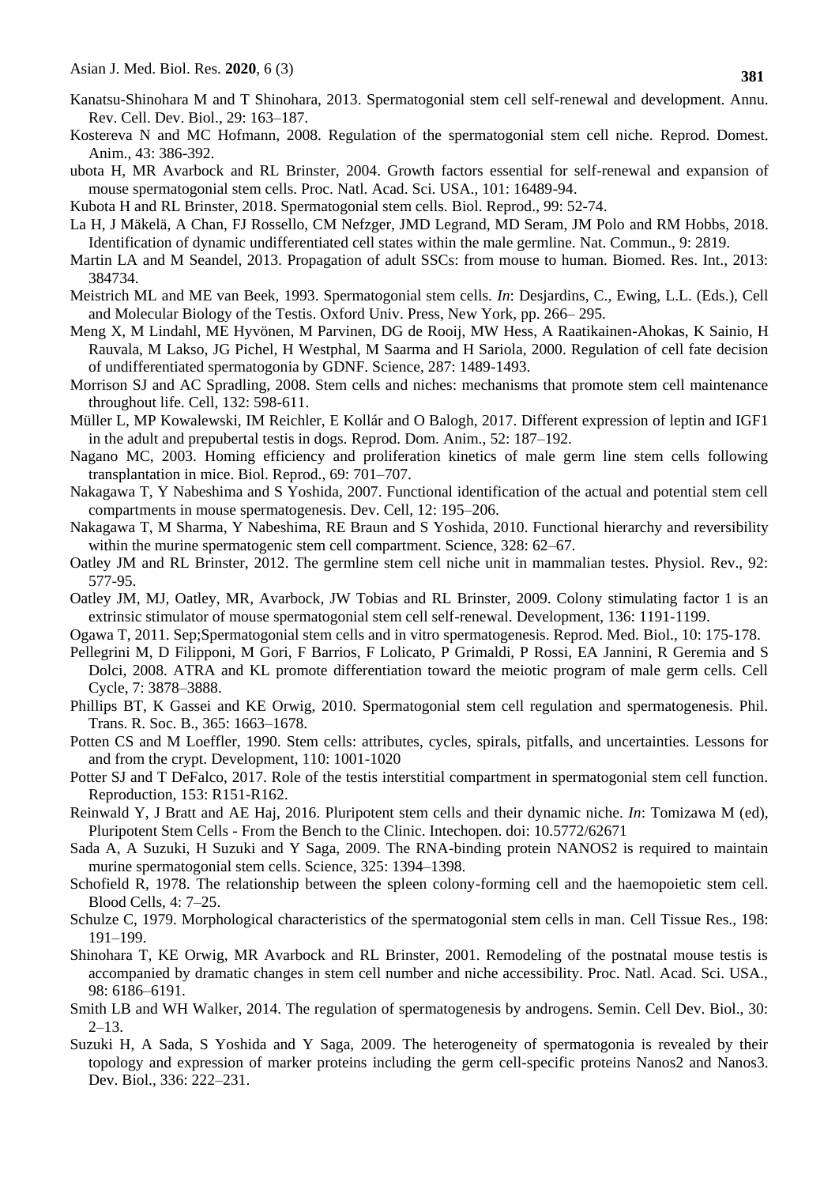Kanatsu-Shinohara M and T Shinohara, 2013. Spermatogonial stem cell self-renewal and development. Annu. Rev. Cell. Dev. Biol., 29: 163–187.

Kostereva N and MC Hofmann, 2008. Regulation of the spermatogonial stem cell niche. Reprod. Domest. Anim., 43: 386-392.

ubota H, MR Avarbock and RL Brinster, 2004. Growth factors essential for self-renewal and expansion of mouse spermatogonial stem cells. Proc. Natl. Acad. Sci. USA., 101: 16489-94.

Kubota H and RL Brinster, 2018. Spermatogonial stem cells. Biol. Reprod., 99: 52-74.

La H, J Mäkelä, A Chan, FJ Rossello, CM Nefzger, JMD Legrand, MD Seram, JM Polo and RM Hobbs, 2018. Identification of dynamic undifferentiated cell states within the male germline. Nat. Commun., 9: 2819.

Martin LA and M Seandel, 2013. Propagation of adult SSCs: from mouse to human. Biomed. Res. Int., 2013: 384734.

Meistrich ML and ME van Beek, 1993. Spermatogonial stem cells. *In*: Desjardins, C., Ewing, L.L. (Eds.), Cell and Molecular Biology of the Testis. Oxford Univ. Press, New York, pp. 266– 295.

Meng X, M Lindahl, ME Hyvönen, M Parvinen, DG de Rooij, MW Hess, A Raatikainen-Ahokas, K Sainio, H Rauvala, M Lakso, JG Pichel, H Westphal, M Saarma and H Sariola, 2000. Regulation of cell fate decision of undifferentiated spermatogonia by GDNF. Science, 287: 1489-1493.

Morrison SJ and AC Spradling, 2008. Stem cells and niches: mechanisms that promote stem cell maintenance throughout life. Cell, 132: 598-611.

Müller L, MP Kowalewski, IM Reichler, E Kollár and O Balogh, 2017. Different expression of leptin and IGF1 in the adult and prepubertal testis in dogs. Reprod. Dom. Anim., 52: 187–192.

Nagano MC, 2003. Homing efficiency and proliferation kinetics of male germ line stem cells following transplantation in mice. Biol. Reprod., 69: 701–707.

Nakagawa T, Y Nabeshima and S Yoshida, 2007. Functional identification of the actual and potential stem cell compartments in mouse spermatogenesis. Dev. Cell, 12: 195–206.

Nakagawa T, M Sharma, Y Nabeshima, RE Braun and S Yoshida, 2010. Functional hierarchy and reversibility within the murine spermatogenic stem cell compartment. Science, 328: 62–67.

Oatley JM and RL Brinster, 2012. The germline stem cell niche unit in mammalian testes. Physiol. Rev., 92: 577-95.

Oatley JM, MJ, Oatley, MR, Avarbock, JW Tobias and RL Brinster, 2009. Colony stimulating factor 1 is an extrinsic stimulator of mouse spermatogonial stem cell self-renewal. Development, 136: 1191-1199.

Ogawa T, 2011. Sep;Spermatogonial stem cells and in vitro spermatogenesis. Reprod. Med. Biol., 10: 175-178.

Pellegrini M, D Filipponi, M Gori, F Barrios, F Lolicato, P Grimaldi, P Rossi, EA Jannini, R Geremia and S Dolci, 2008. ATRA and KL promote differentiation toward the meiotic program of male germ cells. Cell Cycle, 7: 3878–3888.

Phillips BT, K Gassei and KE Orwig, 2010. Spermatogonial stem cell regulation and spermatogenesis. Phil. Trans. R. Soc. B., 365: 1663–1678.

Potten CS and M Loeffler, 1990. Stem cells: attributes, cycles, spirals, pitfalls, and uncertainties. Lessons for and from the crypt. Development, 110: 1001-1020

Potter SJ and T DeFalco, 2017. Role of the testis interstitial compartment in spermatogonial stem cell function. Reproduction, 153: R151-R162.

Reinwald Y, J Bratt and AE Haj, 2016. Pluripotent stem cells and their dynamic niche. *In*: Tomizawa M (ed), Pluripotent Stem Cells - From the Bench to the Clinic. Intechopen. doi: 10.5772/62671

Sada A, A Suzuki, H Suzuki and Y Saga, 2009. The RNA-binding protein NANOS2 is required to maintain murine spermatogonial stem cells. Science, 325: 1394–1398.

Schofield R, 1978. The relationship between the spleen colony-forming cell and the haemopoietic stem cell. Blood Cells, 4: 7–25.

Schulze C, 1979. Morphological characteristics of the spermatogonial stem cells in man. Cell Tissue Res., 198: 191–199.

Shinohara T, KE Orwig, MR Avarbock and RL Brinster, 2001. Remodeling of the postnatal mouse testis is accompanied by dramatic changes in stem cell number and niche accessibility. Proc. Natl. Acad. Sci. USA., 98: 6186–6191.

Smith LB and WH Walker, 2014. The regulation of spermatogenesis by androgens. Semin. Cell Dev. Biol., 30: 2–13.

Suzuki H, A Sada, S Yoshida and Y Saga, 2009. The heterogeneity of spermatogonia is revealed by their topology and expression of marker proteins including the germ cell-specific proteins Nanos2 and Nanos3. Dev. Biol., 336: 222–231.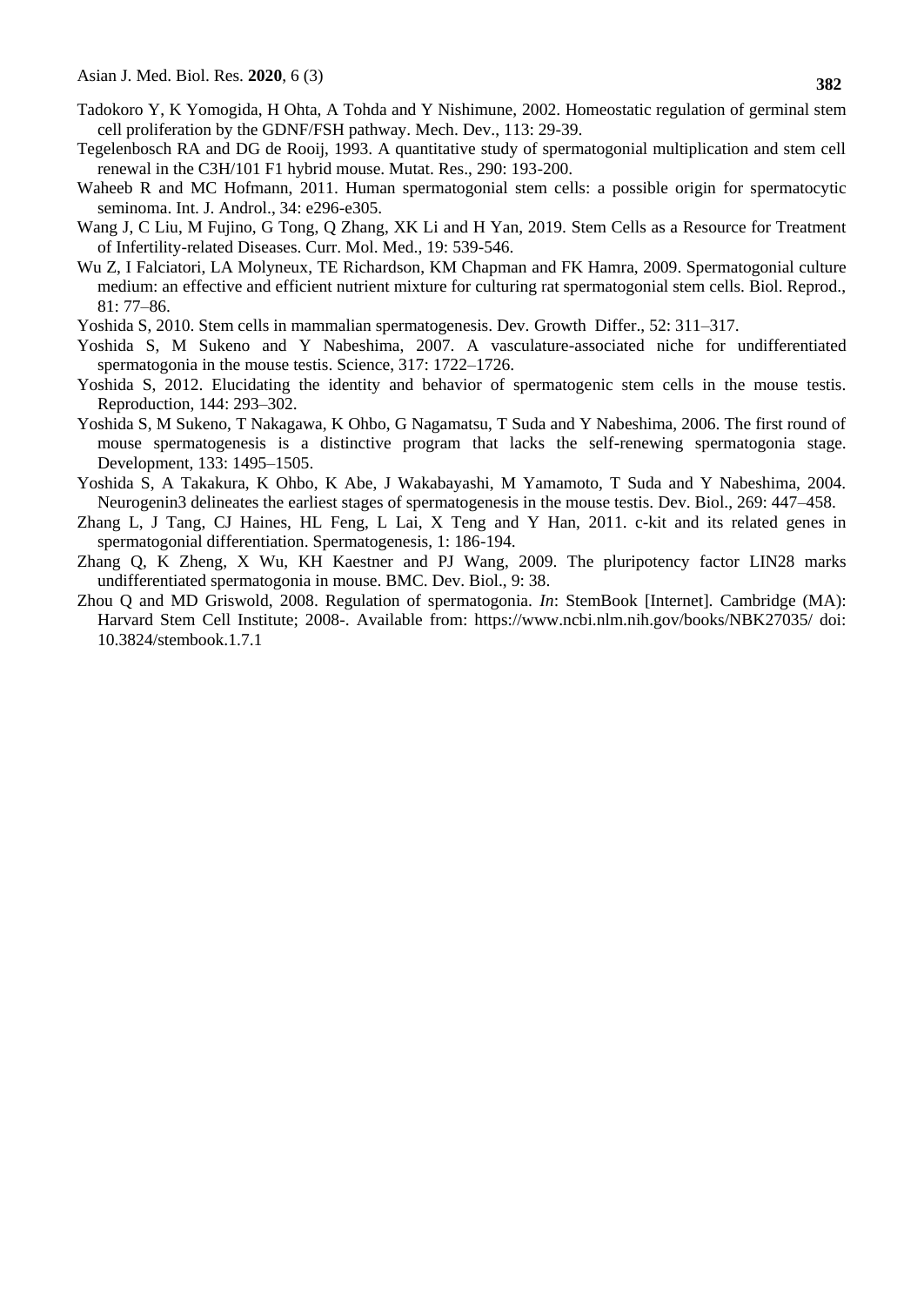Tadokoro Y, K Yomogida, H Ohta, A Tohda and Y Nishimune, 2002. Homeostatic regulation of germinal stem cell proliferation by the GDNF/FSH pathway. Mech. Dev., 113: 29-39.

Tegelenbosch RA and DG de Rooij, 1993. A quantitative study of spermatogonial multiplication and stem cell renewal in the C3H/101 F1 hybrid mouse. Mutat. Res., 290: 193-200.

Waheeb R and MC Hofmann, 2011. Human spermatogonial stem cells: a possible origin for spermatocytic seminoma. Int. J. Androl., 34: e296-e305.

Wang J, C Liu, M Fujino, G Tong, Q Zhang, XK Li and H Yan, 2019. Stem Cells as a Resource for Treatment of Infertility-related Diseases. Curr. Mol. Med., 19: 539-546.

Wu Z, I Falciatori, LA Molyneux, TE Richardson, KM Chapman and FK Hamra, 2009. Spermatogonial culture medium: an effective and efficient nutrient mixture for culturing rat spermatogonial stem cells. Biol. Reprod., 81: 77–86.

Yoshida S, 2010. Stem cells in mammalian spermatogenesis. Dev. Growth Differ., 52: 311–317.

Yoshida S, M Sukeno and Y Nabeshima, 2007. A vasculature-associated niche for undifferentiated spermatogonia in the mouse testis. Science, 317: 1722–1726.

Yoshida S, 2012. Elucidating the identity and behavior of spermatogenic stem cells in the mouse testis. Reproduction, 144: 293–302.

Yoshida S, M Sukeno, T Nakagawa, K Ohbo, G Nagamatsu, T Suda and Y Nabeshima, 2006. The first round of mouse spermatogenesis is a distinctive program that lacks the self-renewing spermatogonia stage. Development, 133: 1495–1505.

Yoshida S, A Takakura, K Ohbo, K Abe, J Wakabayashi, M Yamamoto, T Suda and Y Nabeshima, 2004. Neurogenin3 delineates the earliest stages of spermatogenesis in the mouse testis. Dev. Biol., 269: 447–458.

Zhang L, J Tang, CJ Haines, HL Feng, L Lai, X Teng and Y Han, 2011. c-kit and its related genes in spermatogonial differentiation. Spermatogenesis, 1: 186-194.

Zhang Q, K Zheng, X Wu, KH Kaestner and PJ Wang, 2009. The pluripotency factor LIN28 marks undifferentiated spermatogonia in mouse. BMC. Dev. Biol., 9: 38.

Zhou Q and MD Griswold, 2008. Regulation of spermatogonia. *In*: StemBook [Internet]. Cambridge (MA): Harvard Stem Cell Institute; 2008-. Available from: https://www.ncbi.nlm.nih.gov/books/NBK27035/ doi: 10.3824/stembook.1.7.1